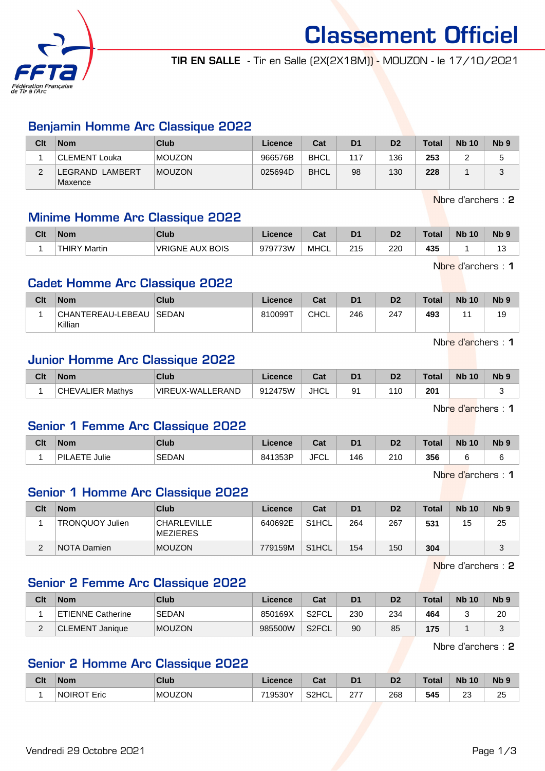# Classement Officiel

**TIR EN SALLE** - Tir en Salle (2X(2X18M)) - MOUZON - le 17/10/2021

## Benjamin Homme Arc Classique 2022

| Clt | Nom | Club | Licence | Cat | D1 | D2 | Total | Nb 10 | Nb 9 |
|---|---|---|---|---|---|---|---|---|---|
| 1 | CLEMENT Louka | MOUZON | 966576B | BHCL | 117 | 136 | **253** | 2 | 5 |
| 2 | LEGRAND LAMBERT Maxence | MOUZON | 025694D | BHCL | 98 | 130 | **228** | 1 | 3 |

Nbre d'archers : **2**

## Minime Homme Arc Classique 2022

| Clt | Nom | Club | Licence | Cat | D1 | D2 | Total | Nb 10 | Nb 9 |
|---|---|---|---|---|---|---|---|---|---|
| 1 | THIRY Martin | VRIGNE AUX BOIS | 979773W | MHCL | 215 | 220 | **435** | 1 | 13 |

Nbre d'archers : **1**

## Cadet Homme Arc Classique 2022

| Clt | Nom | Club | Licence | Cat | D1 | D2 | Total | Nb 10 | Nb 9 |
|---|---|---|---|---|---|---|---|---|---|
| 1 | CHANTEREAU-LEBEAU Killian | SEDAN | 810099T | CHCL | 246 | 247 | **493** | 11 | 19 |

Nbre d'archers : **1**

## Junior Homme Arc Classique 2022

| Clt | Nom | Club | Licence | Cat | D1 | D2 | Total | Nb 10 | Nb 9 |
|---|---|---|---|---|---|---|---|---|---|
| 1 | CHEVALIER Mathys | VIREUX-WALLERAND | 912475W | JHCL | 91 | 110 | **201** | | 3 |

Nbre d'archers : **1**

## Senior 1 Femme Arc Classique 2022

| Clt | Nom | Club | Licence | Cat | D1 | D2 | Total | Nb 10 | Nb 9 |
|---|---|---|---|---|---|---|---|---|---|
| 1 | PILAETE Julie | SEDAN | 841353P | JFCL | 146 | 210 | **356** | 6 | 6 |

Nbre d'archers : **1**

## Senior 1 Homme Arc Classique 2022

| Clt | Nom | Club | Licence | Cat | D1 | D2 | Total | Nb 10 | Nb 9 |
|---|---|---|---|---|---|---|---|---|---|
| 1 | TRONQUOY Julien | CHARLEVILLE MEZIERES | 640692E | S1HCL | 264 | 267 | **531** | 15 | 25 |
| 2 | NOTA Damien | MOUZON | 779159M | S1HCL | 154 | 150 | **304** | | 3 |

Nbre d'archers : **2**

## Senior 2 Femme Arc Classique 2022

| Clt | Nom | Club | Licence | Cat | D1 | D2 | Total | Nb 10 | Nb 9 |
|---|---|---|---|---|---|---|---|---|---|
| 1 | ETIENNE Catherine | SEDAN | 850169X | S2FCL | 230 | 234 | **464** | 3 | 20 |
| 2 | CLEMENT Janique | MOUZON | 985500W | S2FCL | 90 | 85 | **175** | 1 | 3 |

Nbre d'archers : **2**

## Senior 2 Homme Arc Classique 2022

| Clt | Nom | Club | Licence | Cat | D1 | D2 | Total | Nb 10 | Nb 9 |
|---|---|---|---|---|---|---|---|---|---|
| 1 | NOIROT Eric | MOUZON | 719530Y | S2HCL | 277 | 268 | **545** | 23 | 25 |

Vendredi 29 Octobre 2021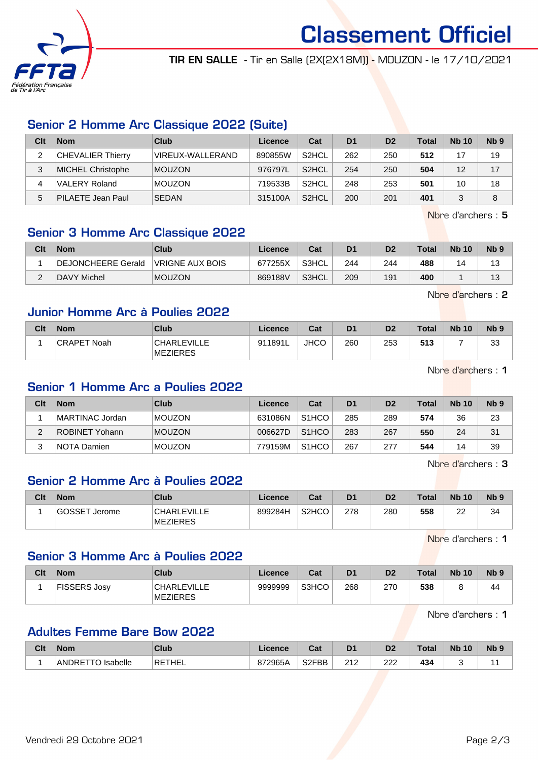# Classement Officiel

**TIR EN SALLE** - Tir en Salle (2X(2X18M)) - MOUZON - le 17/10/2021

## Senior 2 Homme Arc Classique 2022 (Suite)

| Clt | Nom | Club | Licence | Cat | D1 | D2 | Total | Nb 10 | Nb 9 |
|---|---|---|---|---|---|---|---|---|---|
| 2 | CHEVALIER Thierry | VIREUX-WALLERAND | 890855W | S2HCL | 262 | 250 | **512** | 17 | 19 |
| 3 | MICHEL Christophe | MOUZON | 976797L | S2HCL | 254 | 250 | **504** | 12 | 17 |
| 4 | VALERY Roland | MOUZON | 719533B | S2HCL | 248 | 253 | **501** | 10 | 18 |
| 5 | PILAETE Jean Paul | SEDAN | 315100A | S2HCL | 200 | 201 | **401** | 3 | 8 |

Nbre d'archers : **5**

## Senior 3 Homme Arc Classique 2022

| Clt | Nom | Club | Licence | Cat | D1 | D2 | Total | Nb 10 | Nb 9 |
|---|---|---|---|---|---|---|---|---|---|
| 1 | DEJONCHEERE Gerald | VRIGNE AUX BOIS | 677255X | S3HCL | 244 | 244 | **488** | 14 | 13 |
| 2 | DAVY Michel | MOUZON | 869188V | S3HCL | 209 | 191 | **400** | 1 | 13 |

Nbre d'archers : **2**

## Junior Homme Arc à Poulies 2022

| Clt | Nom | Club | Licence | Cat | D1 | D2 | Total | Nb 10 | Nb 9 |
|---|---|---|---|---|---|---|---|---|---|
| 1 | CRAPET Noah | CHARLEVILLE MEZIERES | 911891L | JHCO | 260 | 253 | **513** | 7 | 33 |

Nbre d'archers : **1**

## Senior 1 Homme Arc a Poulies 2022

| Clt | Nom | Club | Licence | Cat | D1 | D2 | Total | Nb 10 | Nb 9 |
|---|---|---|---|---|---|---|---|---|---|
| 1 | MARTINAC Jordan | MOUZON | 631086N | S1HCO | 285 | 289 | **574** | 36 | 23 |
| 2 | ROBINET Yohann | MOUZON | 006627D | S1HCO | 283 | 267 | **550** | 24 | 31 |
| 3 | NOTA Damien | MOUZON | 779159M | S1HCO | 267 | 277 | **544** | 14 | 39 |

Nbre d'archers : **3**

## Senior 2 Homme Arc à Poulies 2022

| Clt | Nom | Club | Licence | Cat | D1 | D2 | Total | Nb 10 | Nb 9 |
|---|---|---|---|---|---|---|---|---|---|
| 1 | GOSSET Jerome | CHARLEVILLE MEZIERES | 899284H | S2HCO | 278 | 280 | **558** | 22 | 34 |

Nbre d'archers : **1**

## Senior 3 Homme Arc à Poulies 2022

| Clt | Nom | Club | Licence | Cat | D1 | D2 | Total | Nb 10 | Nb 9 |
|---|---|---|---|---|---|---|---|---|---|
| 1 | FISSERS Josy | CHARLEVILLE MEZIERES | 9999999 | S3HCO | 268 | 270 | **538** | 8 | 44 |

Nbre d'archers : **1**

## Adultes Femme Bare Bow 2022

| Clt | Nom | Club | Licence | Cat | D1 | D2 | Total | Nb 10 | Nb 9 |
|---|---|---|---|---|---|---|---|---|---|
| 1 | ANDRETTO Isabelle | RETHEL | 872965A | S2FBB | 212 | 222 | **434** | 3 | 11 |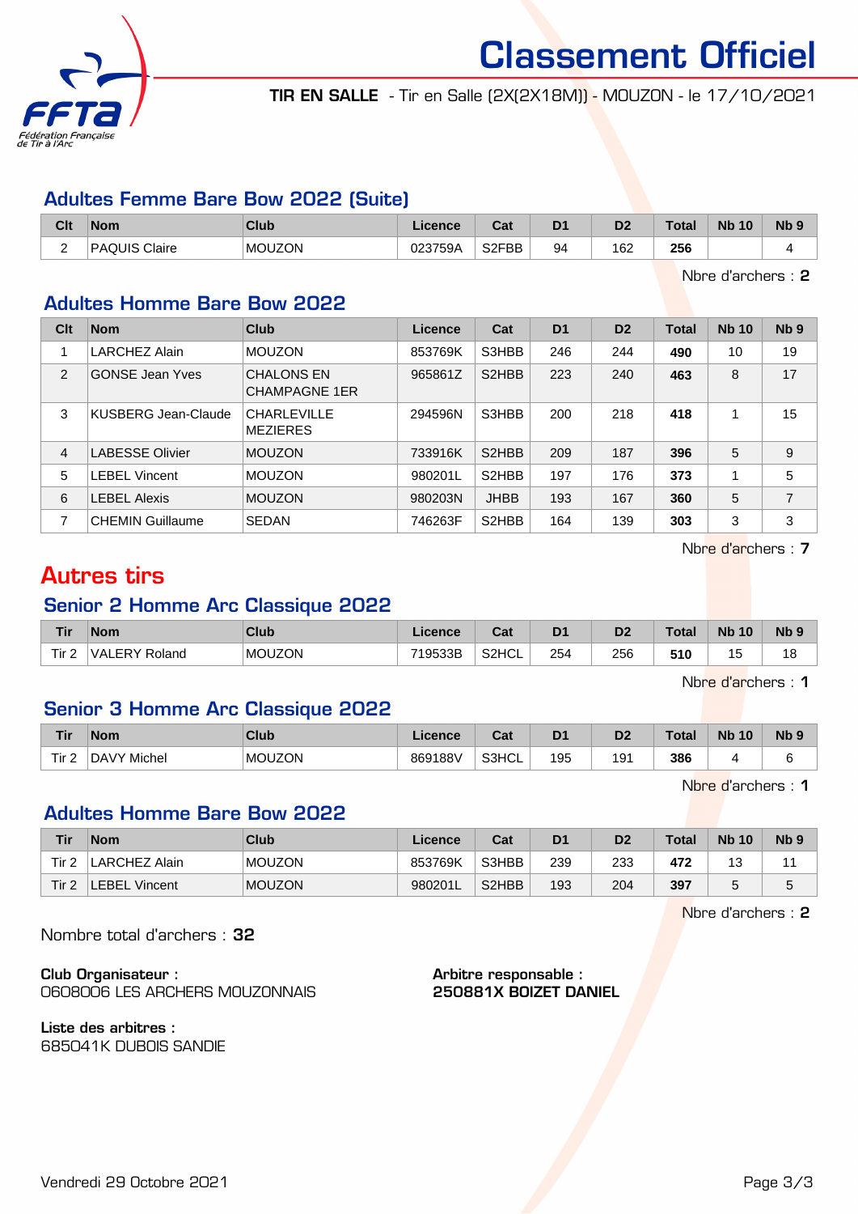# Classement Officiel

**TIR EN SALLE** - Tir en Salle (2X(2X18M)) - MOUZON - le 17/10/2021

## Adultes Femme Bare Bow 2022 (Suite)

| Clt | Nom | Club | Licence | Cat | D1 | D2 | Total | Nb 10 | Nb 9 |
|---|---|---|---|---|---|---|---|---|---|
| 2 | PAQUIS Claire | MOUZON | 023759A | S2FBB | 94 | 162 | **256** | | 4 |

Nbre d'archers : **2**

## Adultes Homme Bare Bow 2022

| Clt | Nom | Club | Licence | Cat | D1 | D2 | Total | Nb 10 | Nb 9 |
|---|---|---|---|---|---|---|---|---|---|
| 1 | LARCHEZ Alain | MOUZON | 853769K | S3HBB | 246 | 244 | **490** | 10 | 19 |
| 2 | GONSE Jean Yves | CHALONS EN CHAMPAGNE 1ER | 965861Z | S2HBB | 223 | 240 | **463** | 8 | 17 |
| 3 | KUSBERG Jean-Claude | CHARLEVILLE MEZIERES | 294596N | S3HBB | 200 | 218 | **418** | 1 | 15 |
| 4 | LABESSE Olivier | MOUZON | 733916K | S2HBB | 209 | 187 | **396** | 5 | 9 |
| 5 | LEBEL Vincent | MOUZON | 980201L | S2HBB | 197 | 176 | **373** | 1 | 5 |
| 6 | LEBEL Alexis | MOUZON | 980203N | JHBB | 193 | 167 | **360** | 5 | 7 |
| 7 | CHEMIN Guillaume | SEDAN | 746263F | S2HBB | 164 | 139 | **303** | 3 | 3 |

Nbre d'archers : **7**

# Autres tirs

## Senior 2 Homme Arc Classique 2022

| Tir | Nom | Club | Licence | Cat | D1 | D2 | Total | Nb 10 | Nb 9 |
|---|---|---|---|---|---|---|---|---|---|
| Tir 2 | VALERY Roland | MOUZON | 719533B | S2HCL | 254 | 256 | **510** | 15 | 18 |

Nbre d'archers : **1**

## Senior 3 Homme Arc Classique 2022

| Tir | Nom | Club | Licence | Cat | D1 | D2 | Total | Nb 10 | Nb 9 |
|---|---|---|---|---|---|---|---|---|---|
| Tir 2 | DAVY Michel | MOUZON | 869188V | S3HCL | 195 | 191 | **386** | 4 | 6 |

Nbre d'archers : **1**

## Adultes Homme Bare Bow 2022

| Tir | Nom | Club | Licence | Cat | D1 | D2 | Total | Nb 10 | Nb 9 |
|---|---|---|---|---|---|---|---|---|---|
| Tir 2 | LARCHEZ Alain | MOUZON | 853769K | S3HBB | 239 | 233 | **472** | 13 | 11 |
| Tir 2 | LEBEL Vincent | MOUZON | 980201L | S2HBB | 193 | 204 | **397** | 5 | 5 |

Nbre d'archers : **2**

Nombre total d'archers : **32**

**Club Organisateur :**
0608006 LES ARCHERS MOUZONNAIS

**Arbitre responsable :**
**250881X BOIZET DANIEL**

**Liste des arbitres :**
685041K DUBOIS SANDIE

Vendredi 29 Octobre 2021